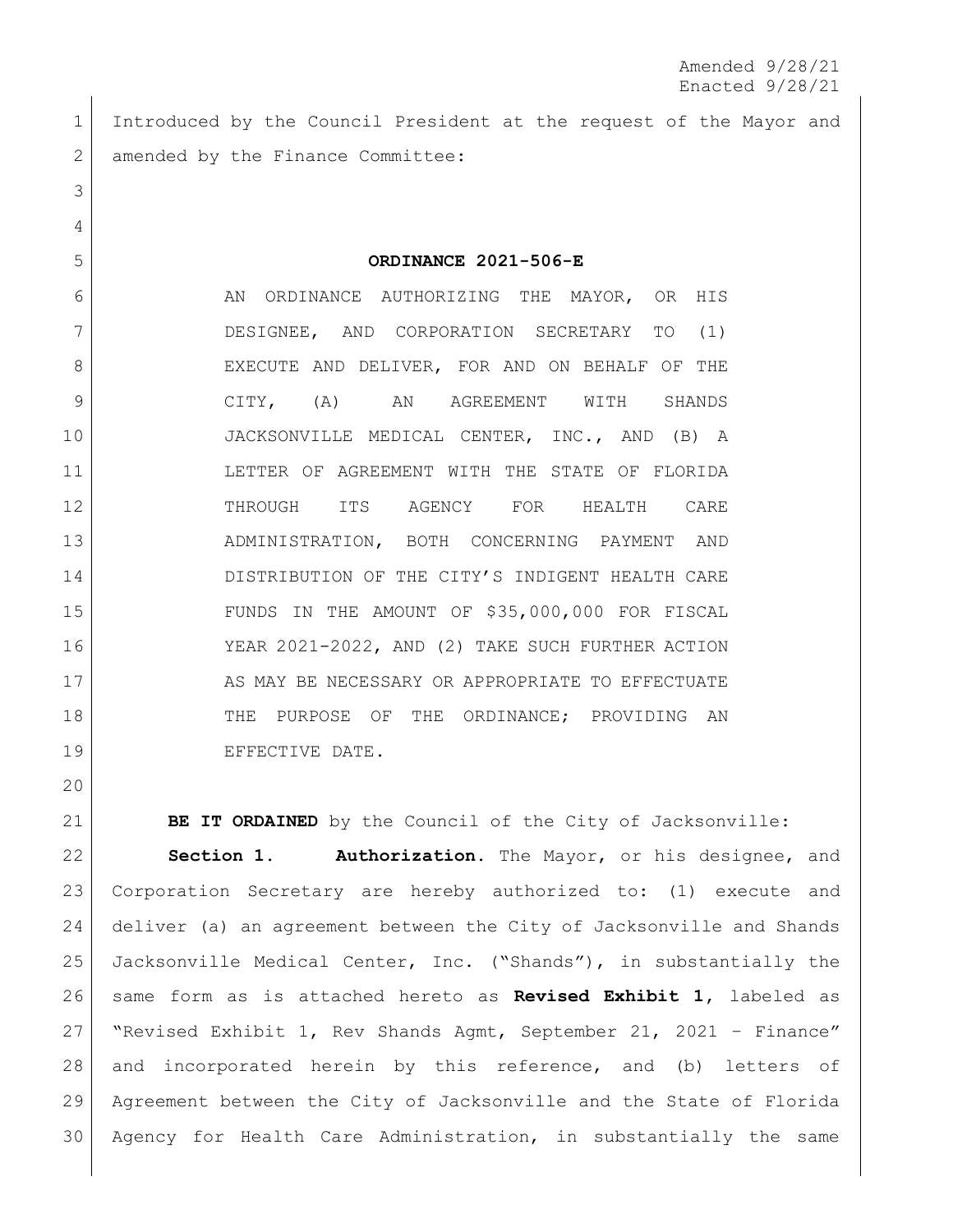Amended 9/28/21
Enacted 9/28/21

Introduced by the Council President at the request of the Mayor and amended by the Finance Committee:

**ORDINANCE 2021-506-E**

AN ORDINANCE AUTHORIZING THE MAYOR, OR HIS DESIGNEE, AND CORPORATION SECRETARY TO (1) EXECUTE AND DELIVER, FOR AND ON BEHALF OF THE CITY, (A) AN AGREEMENT WITH SHANDS JACKSONVILLE MEDICAL CENTER, INC., AND (B) A LETTER OF AGREEMENT WITH THE STATE OF FLORIDA THROUGH ITS AGENCY FOR HEALTH CARE ADMINISTRATION, BOTH CONCERNING PAYMENT AND DISTRIBUTION OF THE CITY'S INDIGENT HEALTH CARE FUNDS IN THE AMOUNT OF $35,000,000 FOR FISCAL YEAR 2021-2022, AND (2) TAKE SUCH FURTHER ACTION AS MAY BE NECESSARY OR APPROPRIATE TO EFFECTUATE THE PURPOSE OF THE ORDINANCE; PROVIDING AN EFFECTIVE DATE.

**BE IT ORDAINED** by the Council of the City of Jacksonville:

**Section 1. Authorization.** The Mayor, or his designee, and Corporation Secretary are hereby authorized to: (1) execute and deliver (a) an agreement between the City of Jacksonville and Shands Jacksonville Medical Center, Inc. ("Shands"), in substantially the same form as is attached hereto as **Revised Exhibit 1**, labeled as "Revised Exhibit 1, Rev Shands Agmt, September 21, 2021 – Finance" and incorporated herein by this reference, and (b) letters of Agreement between the City of Jacksonville and the State of Florida Agency for Health Care Administration, in substantially the same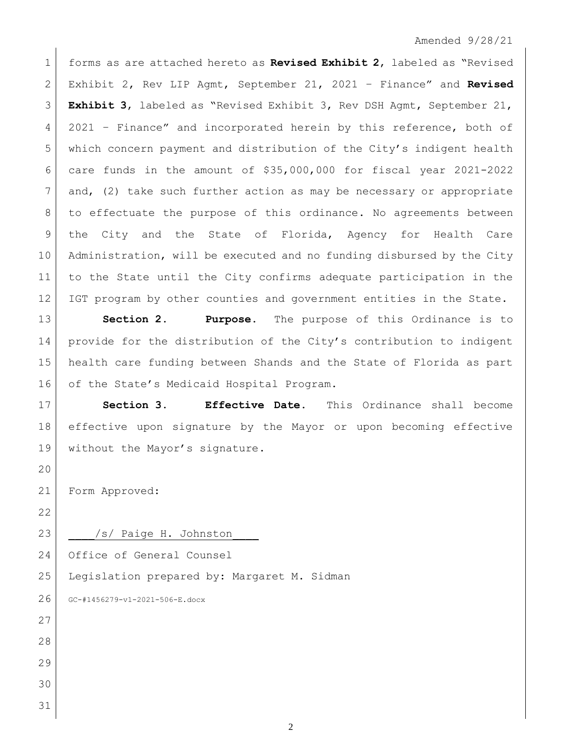forms as are attached hereto as **Revised Exhibit 2**, labeled as "Revised Exhibit 2, Rev LIP Agmt, September 21, 2021 – Finance" and **Revised Exhibit 3**, labeled as "Revised Exhibit 3, Rev DSH Agmt, September 21, 2021 – Finance" and incorporated herein by this reference, both of which concern payment and distribution of the City's indigent health care funds in the amount of $35,000,000 for fiscal year 2021-2022 and, (2) take such further action as may be necessary or appropriate to effectuate the purpose of this ordinance. No agreements between the City and the State of Florida, Agency for Health Care Administration, will be executed and no funding disbursed by the City to the State until the City confirms adequate participation in the IGT program by other counties and government entities in the State.

**Section 2. Purpose.** The purpose of this Ordinance is to provide for the distribution of the City's contribution to indigent health care funding between Shands and the State of Florida as part of the State's Medicaid Hospital Program.

**Section 3. Effective Date.** This Ordinance shall become effective upon signature by the Mayor or upon becoming effective without the Mayor's signature.

Form Approved:

/s/ Paige H. Johnston

Office of General Counsel

Legislation prepared by: Margaret M. Sidman

GC-#1456279-v1-2021-506-E.docx